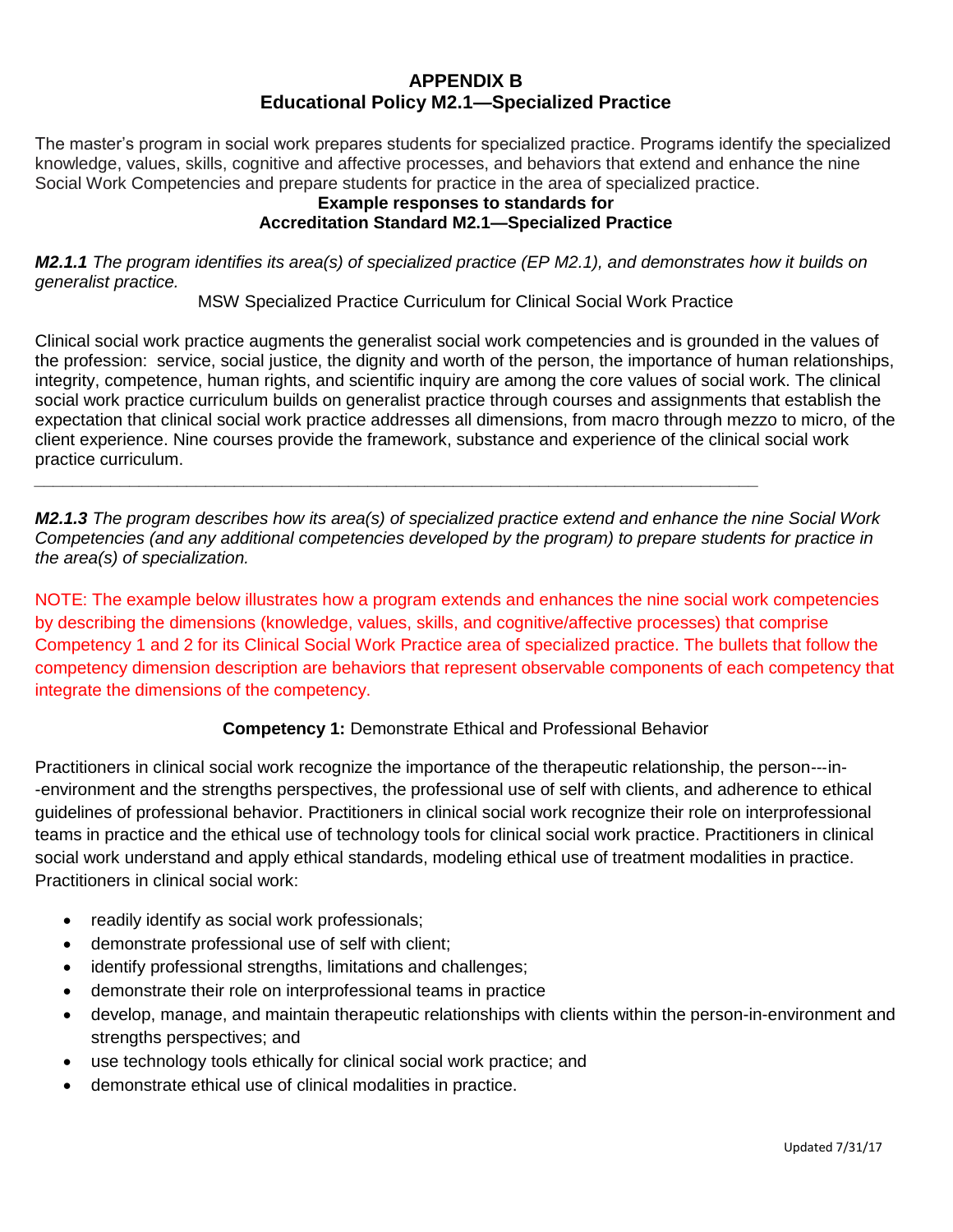# APPENDIX B
## Educational Policy M2.1—Specialized Practice

The master's program in social work prepares students for specialized practice. Programs identify the specialized knowledge, values, skills, cognitive and affective processes, and behaviors that extend and enhance the nine Social Work Competencies and prepare students for practice in the area of specialized practice.

**Example responses to standards for Accreditation Standard M2.1—Specialized Practice**

***M2.1.1*** *The program identifies its area(s) of specialized practice (EP M2.1), and demonstrates how it builds on generalist practice.*

MSW Specialized Practice Curriculum for Clinical Social Work Practice

Clinical social work practice augments the generalist social work competencies and is grounded in the values of the profession: service, social justice, the dignity and worth of the person, the importance of human relationships, integrity, competence, human rights, and scientific inquiry are among the core values of social work. The clinical social work practice curriculum builds on generalist practice through courses and assignments that establish the expectation that clinical social work practice addresses all dimensions, from macro through mezzo to micro, of the client experience. Nine courses provide the framework, substance and experience of the clinical social work practice curriculum.

---

***M2.1.3*** *The program describes how its area(s) of specialized practice extend and enhance the nine Social Work Competencies (and any additional competencies developed by the program) to prepare students for practice in the area(s) of specialization.*

NOTE: The example below illustrates how a program extends and enhances the nine social work competencies by describing the dimensions (knowledge, values, skills, and cognitive/affective processes) that comprise Competency 1 and 2 for its Clinical Social Work Practice area of specialized practice. The bullets that follow the competency dimension description are behaviors that represent observable components of each competency that integrate the dimensions of the competency.

**Competency 1:** Demonstrate Ethical and Professional Behavior

Practitioners in clinical social work recognize the importance of the therapeutic relationship, the person---in--environment and the strengths perspectives, the professional use of self with clients, and adherence to ethical guidelines of professional behavior. Practitioners in clinical social work recognize their role on interprofessional teams in practice and the ethical use of technology tools for clinical social work practice. Practitioners in clinical social work understand and apply ethical standards, modeling ethical use of treatment modalities in practice. Practitioners in clinical social work:

- readily identify as social work professionals;
- demonstrate professional use of self with client;
- identify professional strengths, limitations and challenges;
- demonstrate their role on interprofessional teams in practice
- develop, manage, and maintain therapeutic relationships with clients within the person-in-environment and strengths perspectives; and
- use technology tools ethically for clinical social work practice; and
- demonstrate ethical use of clinical modalities in practice.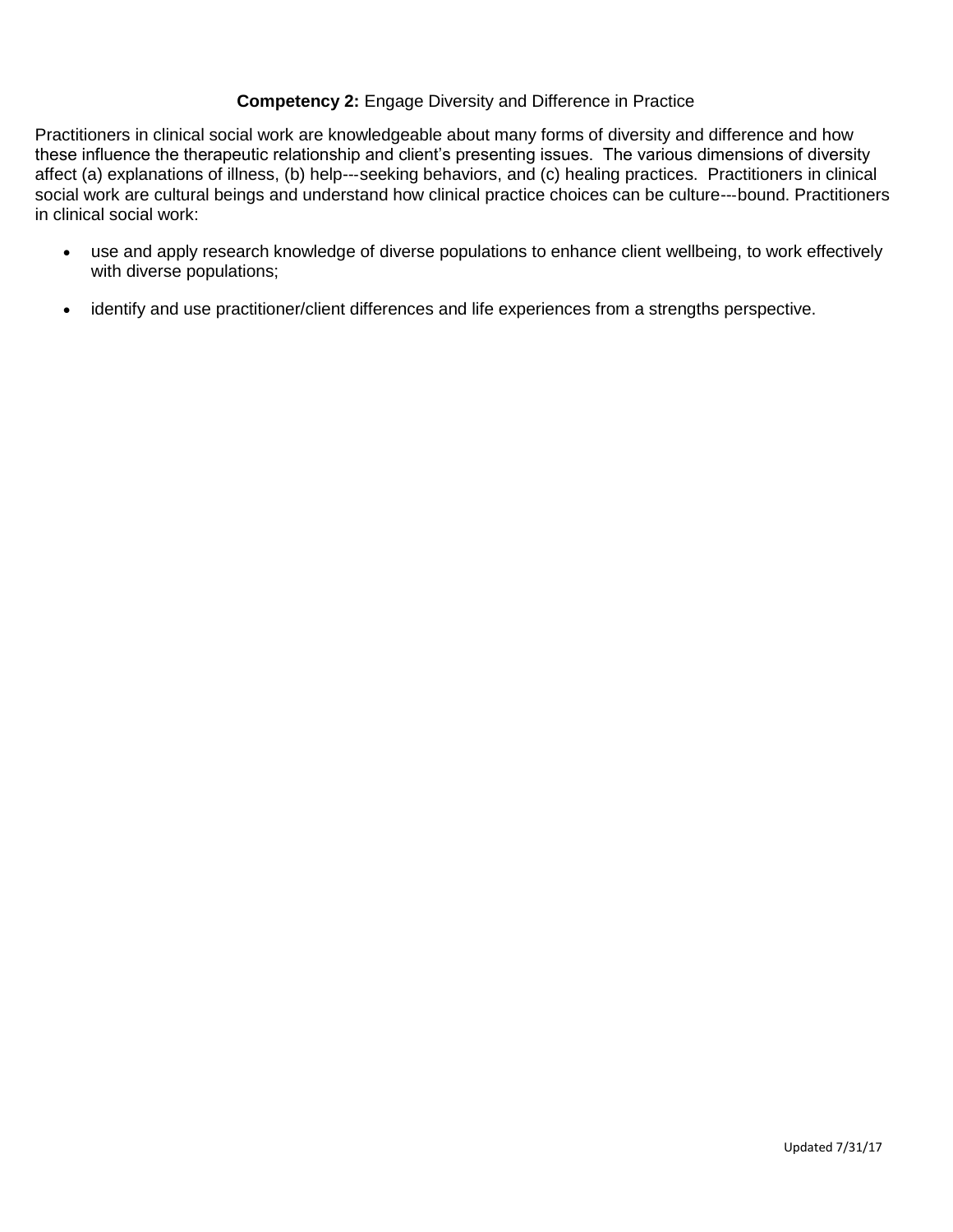**Competency 2:** Engage Diversity and Difference in Practice

Practitioners in clinical social work are knowledgeable about many forms of diversity and difference and how these influence the therapeutic relationship and client's presenting issues. The various dimensions of diversity affect (a) explanations of illness, (b) help---seeking behaviors, and (c) healing practices. Practitioners in clinical social work are cultural beings and understand how clinical practice choices can be culture---bound. Practitioners in clinical social work:

- use and apply research knowledge of diverse populations to enhance client wellbeing, to work effectively with diverse populations;
- identify and use practitioner/client differences and life experiences from a strengths perspective.

Updated 7/31/17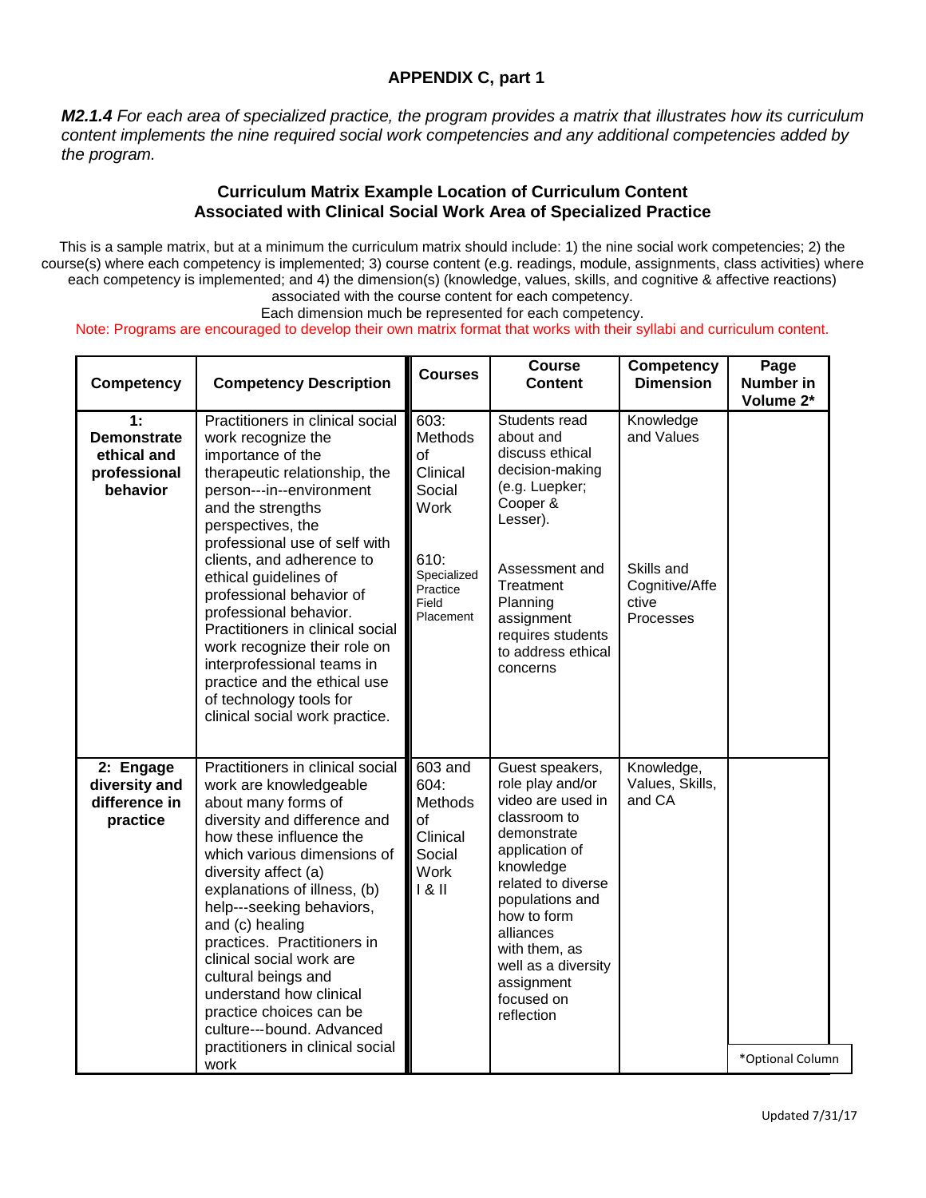# APPENDIX C, part 1

***M2.1.4*** *For each area of specialized practice, the program provides a matrix that illustrates how its curriculum content implements the nine required social work competencies and any additional competencies added by the program.*

## Curriculum Matrix Example Location of Curriculum Content Associated with Clinical Social Work Area of Specialized Practice

This is a sample matrix, but at a minimum the curriculum matrix should include: 1) the nine social work competencies; 2) the course(s) where each competency is implemented; 3) course content (e.g. readings, module, assignments, class activities) where each competency is implemented; and 4) the dimension(s) (knowledge, values, skills, and cognitive & affective reactions) associated with the course content for each competency.

Each dimension much be represented for each competency.

Note: Programs are encouraged to develop their own matrix format that works with their syllabi and curriculum content.

| Competency | Competency Description | Courses | Course Content | Competency Dimension | Page Number in Volume 2* |
|---|---|---|---|---|---|
| **1: Demonstrate ethical and professional behavior** | Practitioners in clinical social work recognize the importance of the therapeutic relationship, the person---in--environment and the strengths perspectives, the professional use of self with clients, and adherence to ethical guidelines of professional behavior of professional behavior. Practitioners in clinical social work recognize their role on interprofessional teams in practice and the ethical use of technology tools for clinical social work practice. | 603: Methods of Clinical Social Work<br><br>610: Specialized Practice Field Placement | Students read about and discuss ethical decision-making (e.g. Luepker; Cooper & Lesser).<br><br>Assessment and Treatment Planning assignment requires students to address ethical concerns | Knowledge and Values<br><br>Skills and Cognitive/Affective Processes | |
| **2: Engage diversity and difference in practice** | Practitioners in clinical social work are knowledgeable about many forms of diversity and difference and how these influence the which various dimensions of diversity affect (a) explanations of illness, (b) help---seeking behaviors, and (c) healing practices. Practitioners in clinical social work are cultural beings and understand how clinical practice choices can be culture---bound. Advanced practitioners in clinical social work | 603 and 604: Methods of Clinical Social Work I & II | Guest speakers, role play and/or video are used in classroom to demonstrate application of knowledge related to diverse populations and how to form alliances with them, as well as a diversity assignment focused on reflection | Knowledge, Values, Skills, and CA | |

*Optional Column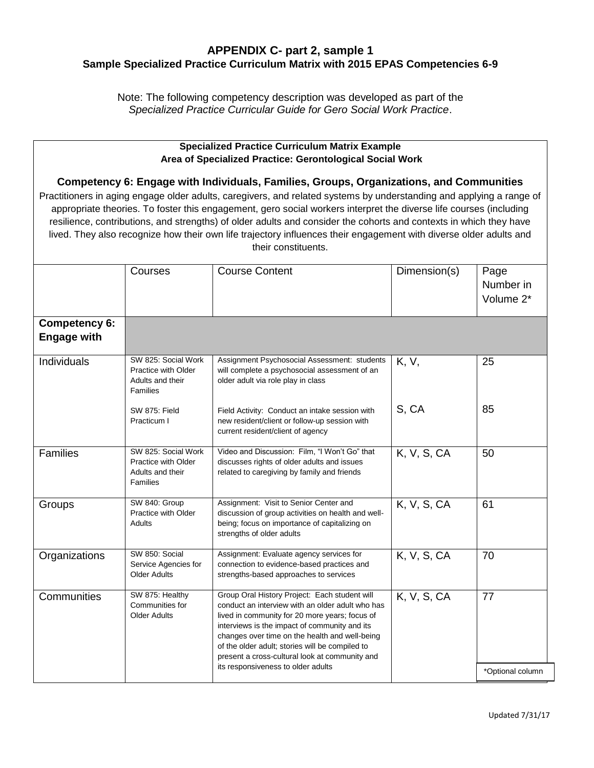## APPENDIX C- part 2, sample 1
### Sample Specialized Practice Curriculum Matrix with 2015 EPAS Competencies 6-9

Note: The following competency description was developed as part of the *Specialized Practice Curricular Guide for Gero Social Work Practice*.

**Specialized Practice Curriculum Matrix Example**
**Area of Specialized Practice: Gerontological Social Work**

**Competency 6: Engage with Individuals, Families, Groups, Organizations, and Communities**

Practitioners in aging engage older adults, caregivers, and related systems by understanding and applying a range of appropriate theories. To foster this engagement, gero social workers interpret the diverse life courses (including resilience, contributions, and strengths) of older adults and consider the cohorts and contexts in which they have lived. They also recognize how their own life trajectory influences their engagement with diverse older adults and their constituents.

| | Courses | Course Content | Dimension(s) | Page Number in Volume 2* |
|---|---|---|---|---|
| **Competency 6: Engage with** | | | | |
| Individuals | SW 825: Social Work Practice with Older Adults and their Families | Assignment Psychosocial Assessment: students will complete a psychosocial assessment of an older adult via role play in class | K, V, | 25 |
| | SW 875: Field Practicum I | Field Activity: Conduct an intake session with new resident/client or follow-up session with current resident/client of agency | S, CA | 85 |
| Families | SW 825: Social Work Practice with Older Adults and their Families | Video and Discussion: Film, "I Won't Go" that discusses rights of older adults and issues related to caregiving by family and friends | K, V, S, CA | 50 |
| Groups | SW 840: Group Practice with Older Adults | Assignment: Visit to Senior Center and discussion of group activities on health and well-being; focus on importance of capitalizing on strengths of older adults | K, V, S, CA | 61 |
| Organizations | SW 850: Social Service Agencies for Older Adults | Assignment: Evaluate agency services for connection to evidence-based practices and strengths-based approaches to services | K, V, S, CA | 70 |
| Communities | SW 875: Healthy Communities for Older Adults | Group Oral History Project: Each student will conduct an interview with an older adult who has lived in community for 20 more years; focus of interviews is the impact of community and its changes over time on the health and well-being of the older adult; stories will be compiled to present a cross-cultural look at community and its responsiveness to older adults | K, V, S, CA | 77 |

*Optional column

Updated 7/31/17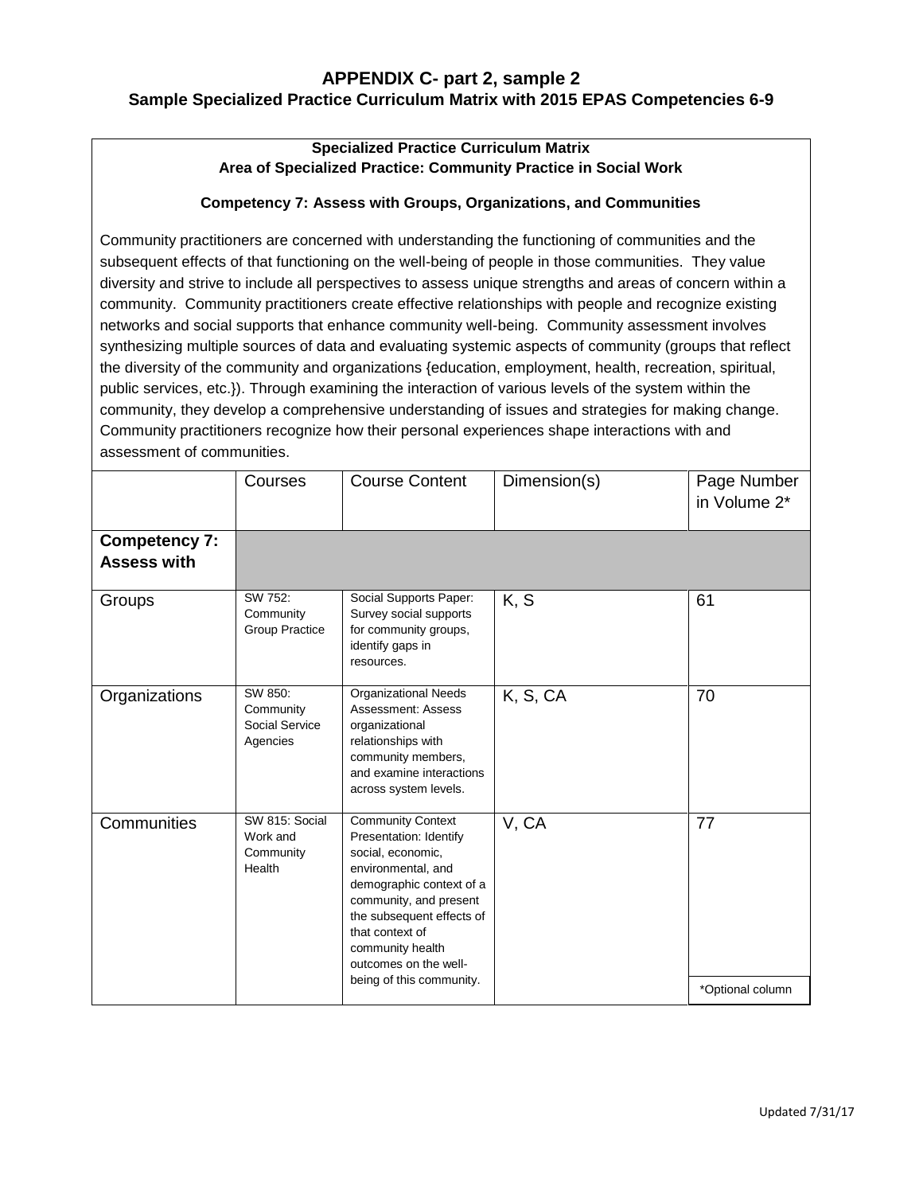# APPENDIX C- part 2, sample 2

## Sample Specialized Practice Curriculum Matrix with 2015 EPAS Competencies 6-9

**Specialized Practice Curriculum Matrix**
**Area of Specialized Practice: Community Practice in Social Work**

**Competency 7: Assess with Groups, Organizations, and Communities**

Community practitioners are concerned with understanding the functioning of communities and the subsequent effects of that functioning on the well-being of people in those communities. They value diversity and strive to include all perspectives to assess unique strengths and areas of concern within a community. Community practitioners create effective relationships with people and recognize existing networks and social supports that enhance community well-being. Community assessment involves synthesizing multiple sources of data and evaluating systemic aspects of community (groups that reflect the diversity of the community and organizations {education, employment, health, recreation, spiritual, public services, etc.}). Through examining the interaction of various levels of the system within the community, they develop a comprehensive understanding of issues and strategies for making change. Community practitioners recognize how their personal experiences shape interactions with and assessment of communities.

| | Courses | Course Content | Dimension(s) | Page Number in Volume 2* |
|---|---|---|---|---|
| **Competency 7: Assess with** | | | | |
| Groups | SW 752: Community Group Practice | Social Supports Paper: Survey social supports for community groups, identify gaps in resources. | K, S | 61 |
| Organizations | SW 850: Community Social Service Agencies | Organizational Needs Assessment: Assess organizational relationships with community members, and examine interactions across system levels. | K, S, CA | 70 |
| Communities | SW 815: Social Work and Community Health | Community Context Presentation: Identify social, economic, environmental, and demographic context of a community, and present the subsequent effects of that context of community health outcomes on the well-being of this community. | V, CA | 77 |

*Optional column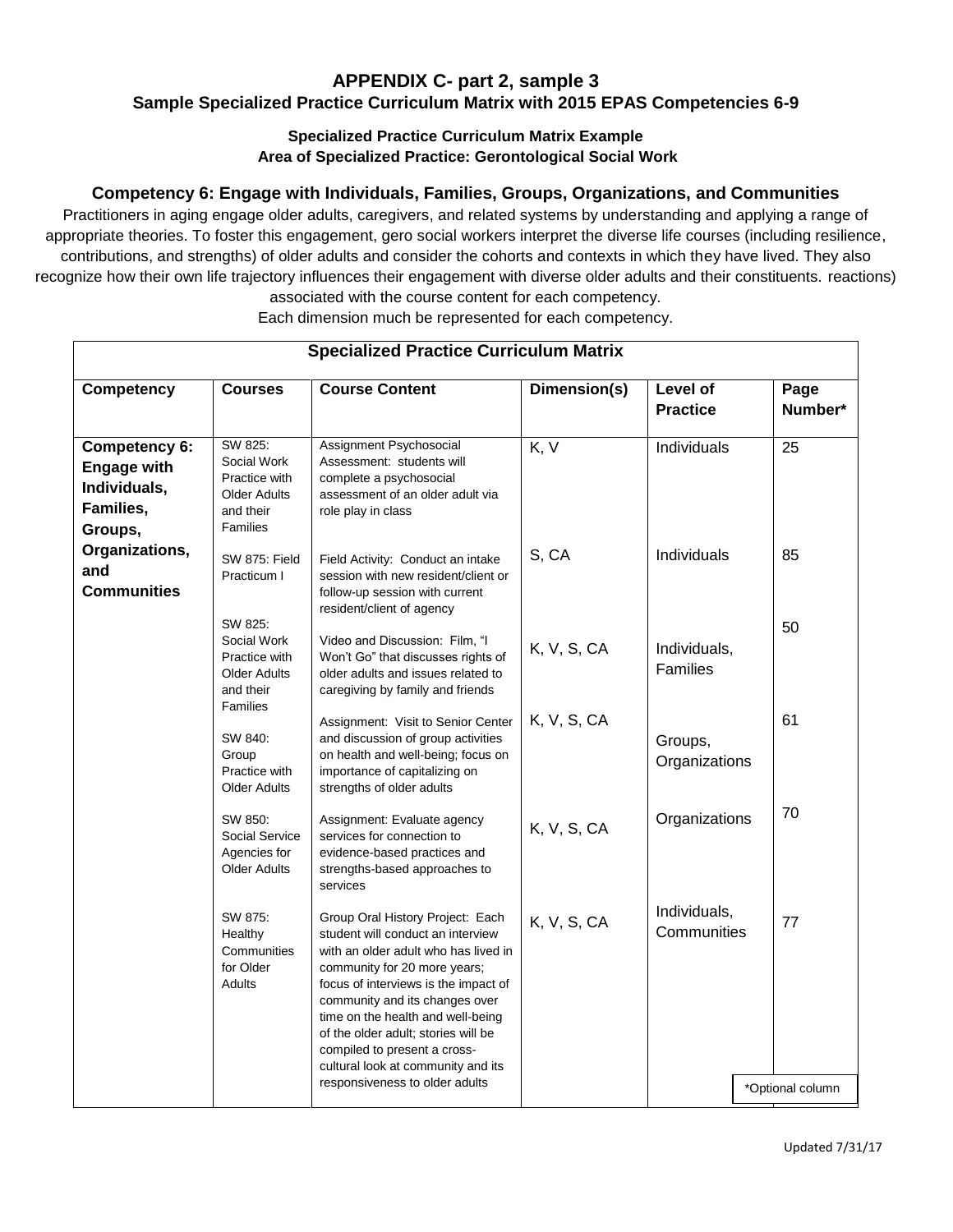## APPENDIX C- part 2, sample 3

### Sample Specialized Practice Curriculum Matrix with 2015 EPAS Competencies 6-9

**Specialized Practice Curriculum Matrix Example**
**Area of Specialized Practice: Gerontological Social Work**

### Competency 6: Engage with Individuals, Families, Groups, Organizations, and Communities

Practitioners in aging engage older adults, caregivers, and related systems by understanding and applying a range of appropriate theories. To foster this engagement, gero social workers interpret the diverse life courses (including resilience, contributions, and strengths) of older adults and consider the cohorts and contexts in which they have lived. They also recognize how their own life trajectory influences their engagement with diverse older adults and their constituents. reactions) associated with the course content for each competency.

Each dimension much be represented for each competency.

**Specialized Practice Curriculum Matrix**

| Competency | Courses | Course Content | Dimension(s) | Level of Practice | Page Number* |
|---|---|---|---|---|---|
| **Competency 6: Engage with Individuals, Families, Groups, Organizations, and Communities** | SW 825: Social Work Practice with Older Adults and their Families | Assignment Psychosocial Assessment: students will complete a psychosocial assessment of an older adult via role play in class | K, V | Individuals | 25 |
| | SW 875: Field Practicum I | Field Activity: Conduct an intake session with new resident/client or follow-up session with current resident/client of agency | S, CA | Individuals | 85 |
| | SW 825: Social Work Practice with Older Adults and their Families | Video and Discussion: Film, "I Won't Go" that discusses rights of older adults and issues related to caregiving by family and friends | K, V, S, CA | Individuals, Families | 50 |
| | SW 840: Group Practice with Older Adults | Assignment: Visit to Senior Center and discussion of group activities on health and well-being; focus on importance of capitalizing on strengths of older adults | K, V, S, CA | Groups, Organizations | 61 |
| | SW 850: Social Service Agencies for Older Adults | Assignment: Evaluate agency services for connection to evidence-based practices and strengths-based approaches to services | K, V, S, CA | Organizations | 70 |
| | SW 875: Healthy Communities for Older Adults | Group Oral History Project: Each student will conduct an interview with an older adult who has lived in community for 20 more years; focus of interviews is the impact of community and its changes over time on the health and well-being of the older adult; stories will be compiled to present a cross-cultural look at community and its responsiveness to older adults | K, V, S, CA | Individuals, Communities | 77 |

*Optional column

Updated 7/31/17